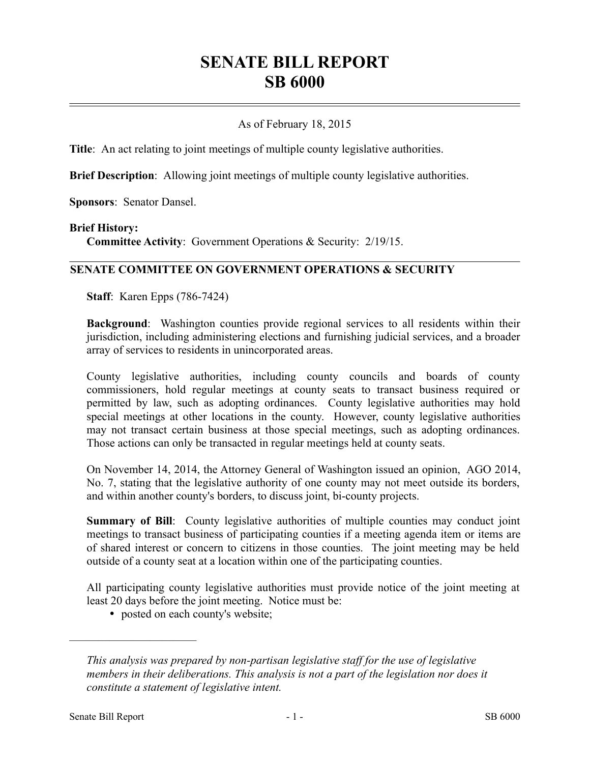# SENATE BILL REPORT
# SB 6000

As of February 18, 2015

**Title**: An act relating to joint meetings of multiple county legislative authorities.

**Brief Description**: Allowing joint meetings of multiple county legislative authorities.

**Sponsors**: Senator Dansel.

**Brief History:**

**Committee Activity**: Government Operations & Security: 2/19/15.

## SENATE COMMITTEE ON GOVERNMENT OPERATIONS & SECURITY

**Staff**: Karen Epps (786-7424)

**Background**: Washington counties provide regional services to all residents within their jurisdiction, including administering elections and furnishing judicial services, and a broader array of services to residents in unincorporated areas.

County legislative authorities, including county councils and boards of county commissioners, hold regular meetings at county seats to transact business required or permitted by law, such as adopting ordinances. County legislative authorities may hold special meetings at other locations in the county. However, county legislative authorities may not transact certain business at those special meetings, such as adopting ordinances. Those actions can only be transacted in regular meetings held at county seats.

On November 14, 2014, the Attorney General of Washington issued an opinion, AGO 2014, No. 7, stating that the legislative authority of one county may not meet outside its borders, and within another county's borders, to discuss joint, bi-county projects.

**Summary of Bill**: County legislative authorities of multiple counties may conduct joint meetings to transact business of participating counties if a meeting agenda item or items are of shared interest or concern to citizens in those counties. The joint meeting may be held outside of a county seat at a location within one of the participating counties.

All participating county legislative authorities must provide notice of the joint meeting at least 20 days before the joint meeting. Notice must be:

- posted on each county's website;

---

*This analysis was prepared by non-partisan legislative staff for the use of legislative members in their deliberations. This analysis is not a part of the legislation nor does it constitute a statement of legislative intent.*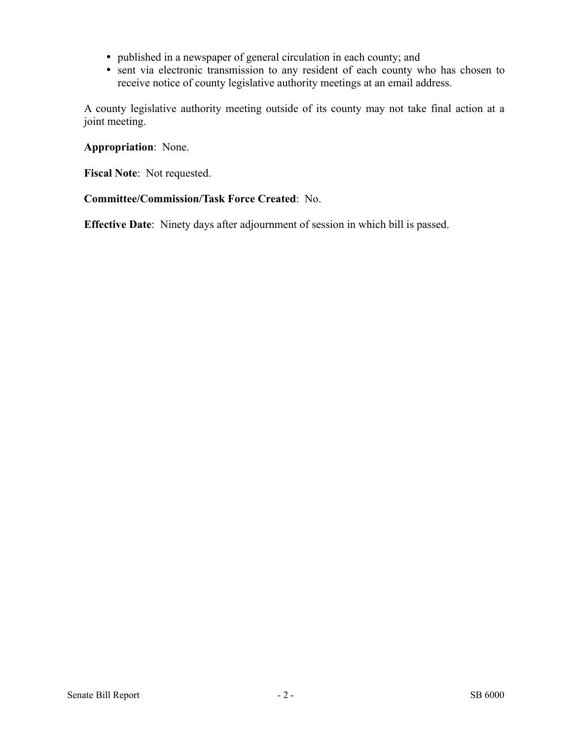- published in a newspaper of general circulation in each county; and
- sent via electronic transmission to any resident of each county who has chosen to receive notice of county legislative authority meetings at an email address.

A county legislative authority meeting outside of its county may not take final action at a joint meeting.

**Appropriation**: None.

**Fiscal Note**: Not requested.

**Committee/Commission/Task Force Created**: No.

**Effective Date**: Ninety days after adjournment of session in which bill is passed.